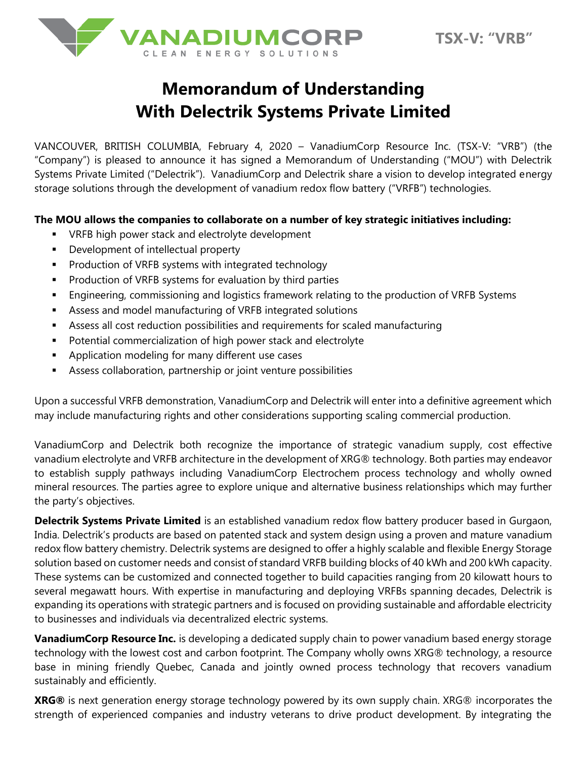VANADIUMCORP
CLEAN ENERGY SOLUTIONS

TSX-V: "VRB"

# Memorandum of Understanding With Delectrik Systems Private Limited

VANCOUVER, BRITISH COLUMBIA, February 4, 2020 – VanadiumCorp Resource Inc. (TSX-V: "VRB") (the "Company") is pleased to announce it has signed a Memorandum of Understanding ("MOU") with Delectrik Systems Private Limited ("Delectrik"). VanadiumCorp and Delectrik share a vision to develop integrated energy storage solutions through the development of vanadium redox flow battery ("VRFB") technologies.

**The MOU allows the companies to collaborate on a number of key strategic initiatives including:**

- VRFB high power stack and electrolyte development
- Development of intellectual property
- Production of VRFB systems with integrated technology
- Production of VRFB systems for evaluation by third parties
- Engineering, commissioning and logistics framework relating to the production of VRFB Systems
- Assess and model manufacturing of VRFB integrated solutions
- Assess all cost reduction possibilities and requirements for scaled manufacturing
- Potential commercialization of high power stack and electrolyte
- Application modeling for many different use cases
- Assess collaboration, partnership or joint venture possibilities

Upon a successful VRFB demonstration, VanadiumCorp and Delectrik will enter into a definitive agreement which may include manufacturing rights and other considerations supporting scaling commercial production.

VanadiumCorp and Delectrik both recognize the importance of strategic vanadium supply, cost effective vanadium electrolyte and VRFB architecture in the development of XRG® technology. Both parties may endeavor to establish supply pathways including VanadiumCorp Electrochem process technology and wholly owned mineral resources. The parties agree to explore unique and alternative business relationships which may further the party's objectives.

**Delectrik Systems Private Limited** is an established vanadium redox flow battery producer based in Gurgaon, India. Delectrik's products are based on patented stack and system design using a proven and mature vanadium redox flow battery chemistry. Delectrik systems are designed to offer a highly scalable and flexible Energy Storage solution based on customer needs and consist of standard VRFB building blocks of 40 kWh and 200 kWh capacity. These systems can be customized and connected together to build capacities ranging from 20 kilowatt hours to several megawatt hours. With expertise in manufacturing and deploying VRFBs spanning decades, Delectrik is expanding its operations with strategic partners and is focused on providing sustainable and affordable electricity to businesses and individuals via decentralized electric systems.

**VanadiumCorp Resource Inc.** is developing a dedicated supply chain to power vanadium based energy storage technology with the lowest cost and carbon footprint. The Company wholly owns XRG® technology, a resource base in mining friendly Quebec, Canada and jointly owned process technology that recovers vanadium sustainably and efficiently.

**XRG®** is next generation energy storage technology powered by its own supply chain. XRG® incorporates the strength of experienced companies and industry veterans to drive product development. By integrating the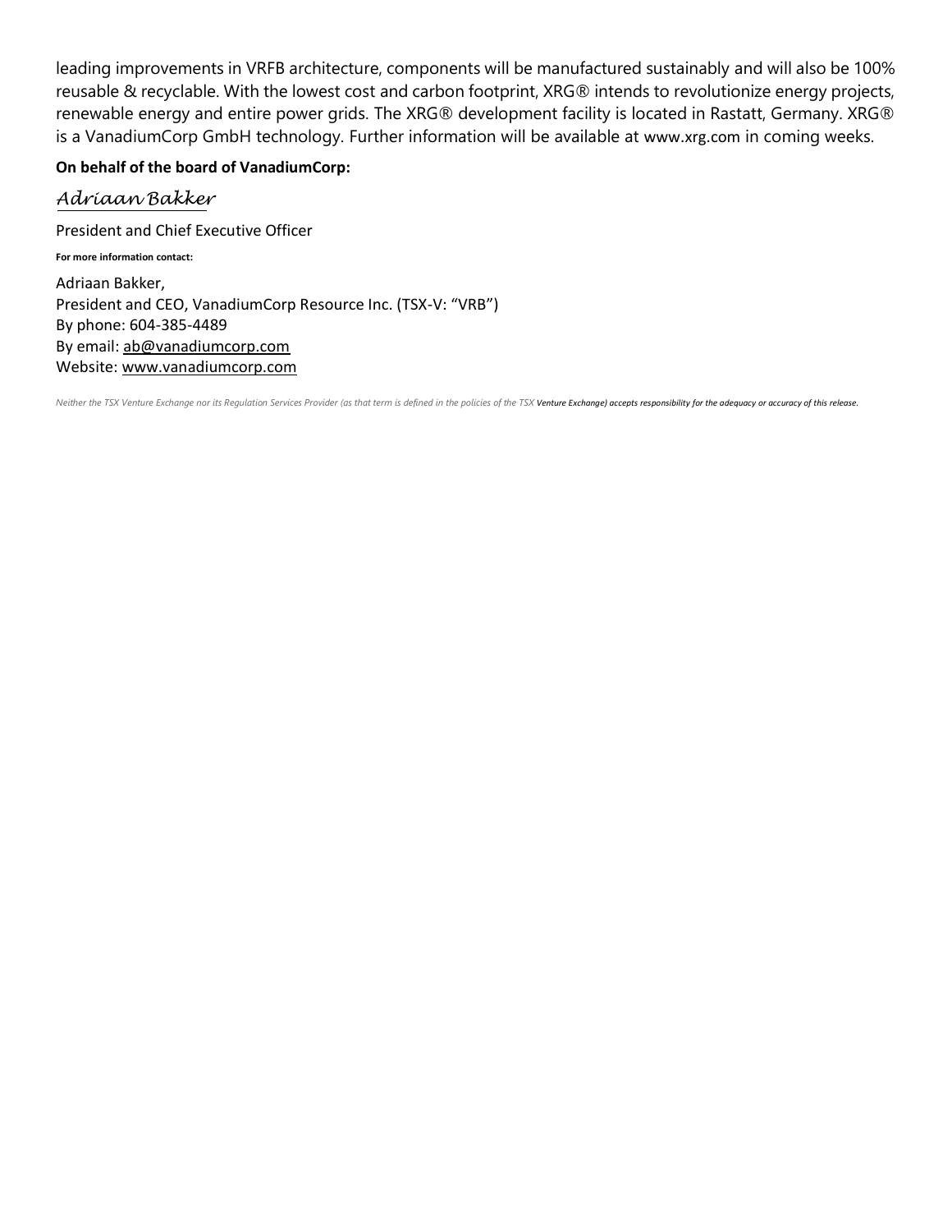leading improvements in VRFB architecture, components will be manufactured sustainably and will also be 100% reusable & recyclable. With the lowest cost and carbon footprint, XRG® intends to revolutionize energy projects, renewable energy and entire power grids. The XRG® development facility is located in Rastatt, Germany. XRG® is a VanadiumCorp GmbH technology. Further information will be available at www.xrg.com in coming weeks.

**On behalf of the board of VanadiumCorp:**

*Adriaan Bakker*

President and Chief Executive Officer

**For more information contact:**

Adriaan Bakker,
President and CEO, VanadiumCorp Resource Inc. (TSX-V: "VRB")
By phone: 604-385-4489
By email: ab@vanadiumcorp.com
Website: www.vanadiumcorp.com

*Neither the TSX Venture Exchange nor its Regulation Services Provider (as that term is defined in the policies of the TSX Venture Exchange) accepts responsibility for the adequacy or accuracy of this release.*